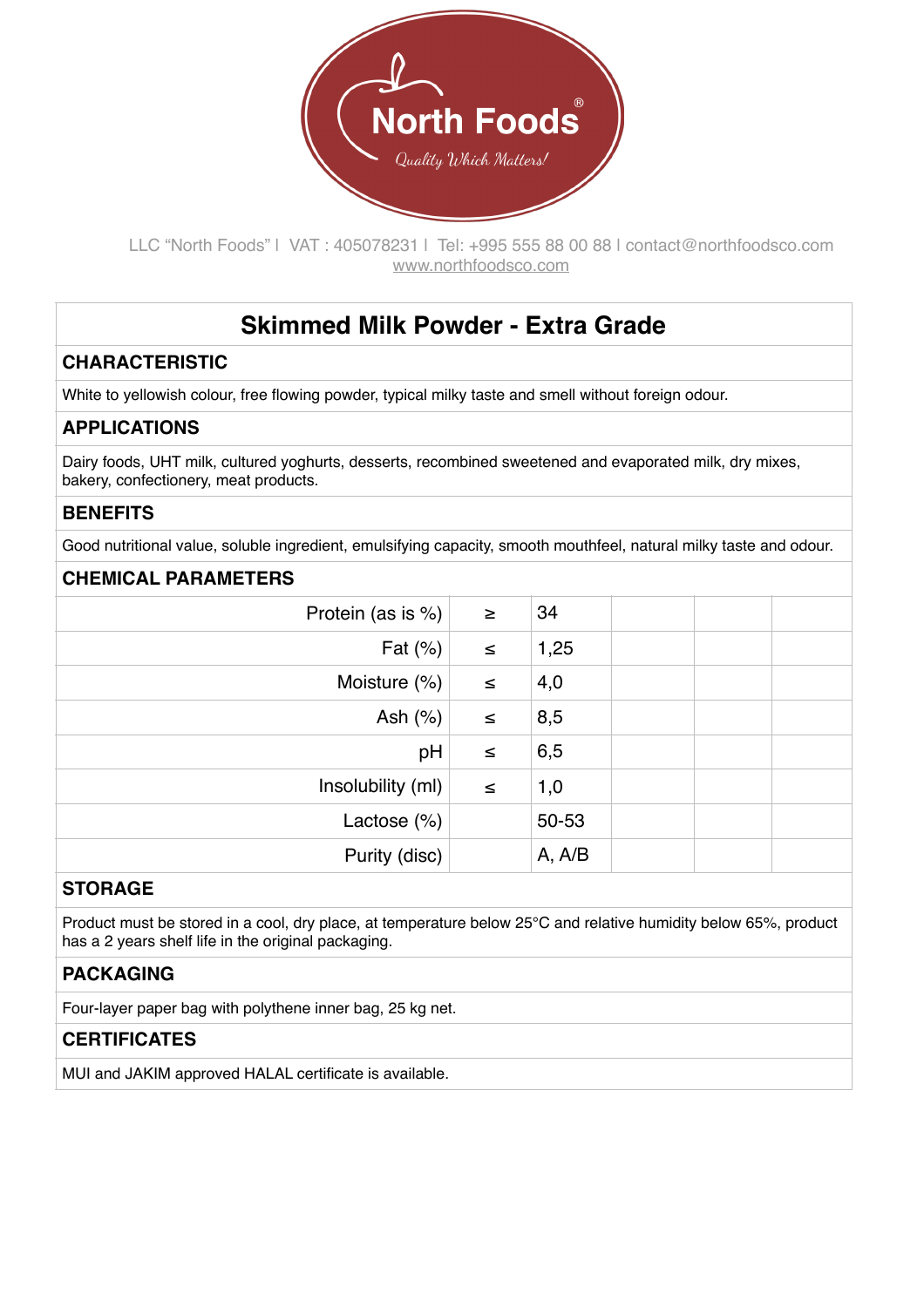North Foods®

*Quality Which Matters!*

LLC "North Foods" | VAT : 405078231 | Tel: +995 555 88 00 88 | contact@northfoodsco.com
www.northfoodsco.com

# Skimmed Milk Powder - Extra Grade

## CHARACTERISTIC

White to yellowish colour, free flowing powder, typical milky taste and smell without foreign odour.

## APPLICATIONS

Dairy foods, UHT milk, cultured yoghurts, desserts, recombined sweetened and evaporated milk, dry mixes, bakery, confectionery, meat products.

## BENEFITS

Good nutritional value, soluble ingredient, emulsifying capacity, smooth mouthfeel, natural milky taste and odour.

## CHEMICAL PARAMETERS

| Parameter | | Value | | | |
|---|---|---|---|---|---|
| Protein (as is %) | ≥ | 34 | | | |
| Fat (%) | ≤ | 1,25 | | | |
| Moisture (%) | ≤ | 4,0 | | | |
| Ash (%) | ≤ | 8,5 | | | |
| pH | ≤ | 6,5 | | | |
| Insolubility (ml) | ≤ | 1,0 | | | |
| Lactose (%) | | 50-53 | | | |
| Purity (disc) | | A, A/B | | | |

## STORAGE

Product must be stored in a cool, dry place, at temperature below 25°C and relative humidity below 65%, product has a 2 years shelf life in the original packaging.

## PACKAGING

Four-layer paper bag with polythene inner bag, 25 kg net.

## CERTIFICATES

MUI and JAKIM approved HALAL certificate is available.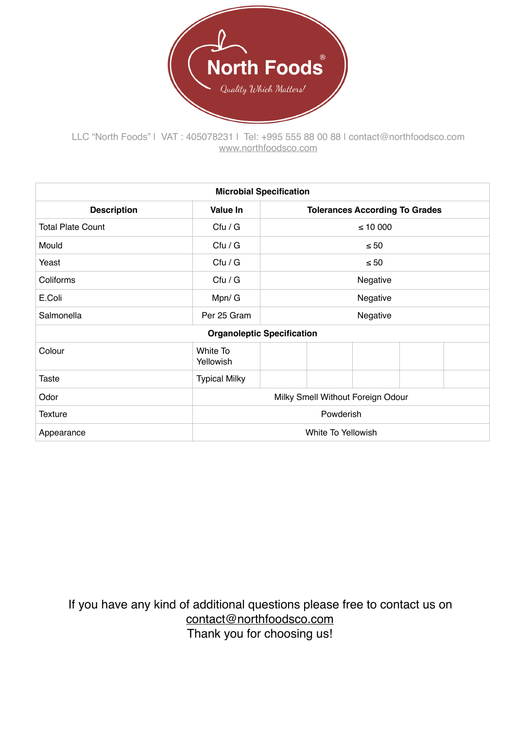# North Foods®

*Quality Which Matters!*

LLC "North Foods" | VAT : 405078231 | Tel: +995 555 88 00 88 | contact@northfoodsco.com
www.northfoodsco.com

| Microbial Specification | | | | | | | |
|---|---|---|---|---|---|---|---|
| **Description** | **Value In** | **Tolerances According To Grades** | | | | | |
| Total Plate Count | Cfu / G | ≤ 10 000 | | | | | |
| Mould | Cfu / G | ≤ 50 | | | | | |
| Yeast | Cfu / G | ≤ 50 | | | | | |
| Coliforms | Cfu / G | Negative | | | | | |
| E.Coli | Mpn/ G | Negative | | | | | |
| Salmonella | Per 25 Gram | Negative | | | | | |
| **Organoleptic Specification** | | | | | | | |
| Colour | White To Yellowish | | | | | | |
| Taste | Typical Milky | | | | | | |
| Odor | Milky Smell Without Foreign Odour | | | | | | |
| Texture | Powderish | | | | | | |
| Appearance | White To Yellowish | | | | | | |

If you have any kind of additional questions please free to contact us on contact@northfoodsco.com
Thank you for choosing us!